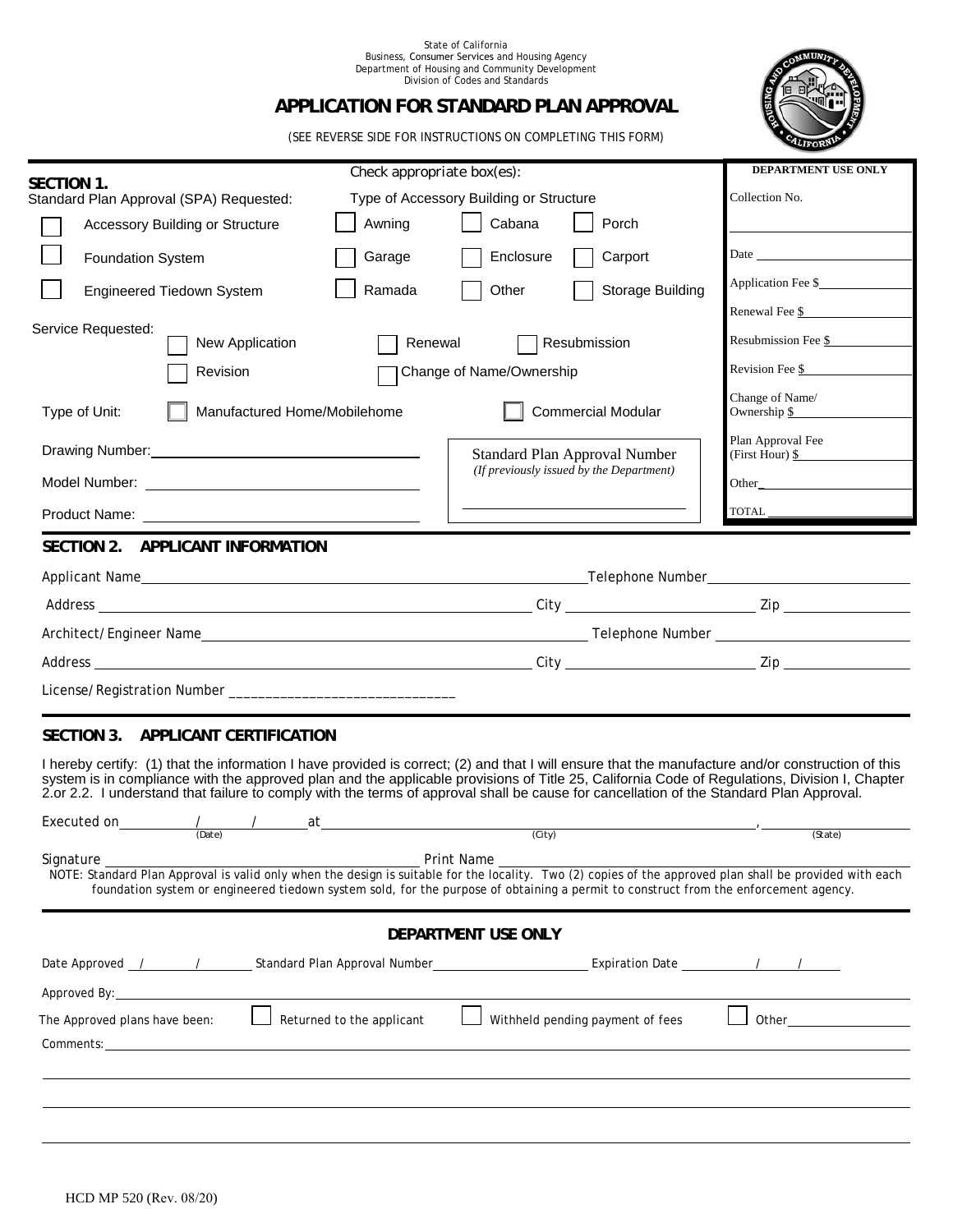State of California
Business, Consumer Services and Housing Agency
Department of Housing and Community Development
Division of Codes and Standards

# APPLICATION FOR STANDARD PLAN APPROVAL

(SEE REVERSE SIDE FOR INSTRUCTIONS ON COMPLETING THIS FORM)

**DEPARTMENT USE ONLY**

Collection No. ______________

Date ______________

Application Fee $______________

Renewal Fee $______________

Resubmission Fee $______________

Revision Fee $______________

Change of Name/ Ownership $______________

Plan Approval Fee (First Hour) $______________

Other______________

TOTAL ______________

## SECTION 1.

Check appropriate box(es):

Standard Plan Approval (SPA) Requested:

- ☐ Accessory Building or Structure
- ☐ Foundation System
- ☐ Engineered Tiedown System

Type of Accessory Building or Structure

- ☐ Awning ☐ Cabana ☐ Porch
- ☐ Garage ☐ Enclosure ☐ Carport
- ☐ Ramada ☐ Other ☐ Storage Building

Service Requested:

- ☐ New Application ☐ Renewal ☐ Resubmission
- ☐ Revision ☐ Change of Name/Ownership

Type of Unit: ☐ Manufactured Home/Mobilehome ☐ Commercial Modular

Drawing Number: ______________

Model Number: ______________

Product Name: ______________

Standard Plan Approval Number
*(If previously issued by the Department)*
______________

## SECTION 2. APPLICANT INFORMATION

Applicant Name ______________ Telephone Number ______________

Address ______________ City ______________ Zip ______________

Architect/Engineer Name ______________ Telephone Number ______________

Address ______________ City ______________ Zip ______________

License/Registration Number ______________

## SECTION 3. APPLICANT CERTIFICATION

I hereby certify: (1) that the information I have provided is correct; (2) and that I will ensure that the manufacture and/or construction of this system is in compliance with the approved plan and the applicable provisions of Title 25, California Code of Regulations, Division I, Chapter 2.or 2.2. I understand that failure to comply with the terms of approval shall be cause for cancellation of the Standard Plan Approval.

Executed on ____/____/____ at ______________ (City), ______________ (State)
(Date)

Signature ______________ Print Name ______________

NOTE: Standard Plan Approval is valid only when the design is suitable for the locality. Two (2) copies of the approved plan shall be provided with each foundation system or engineered tiedown system sold, for the purpose of obtaining a permit to construct from the enforcement agency.

## DEPARTMENT USE ONLY

Date Approved ____/____/____ Standard Plan Approval Number ______________ Expiration Date ____/____/____

Approved By: ______________

The Approved plans have been: ☐ Returned to the applicant ☐ Withheld pending payment of fees ☐ Other______________

Comments: ______________

HCD MP 520 (Rev. 08/20)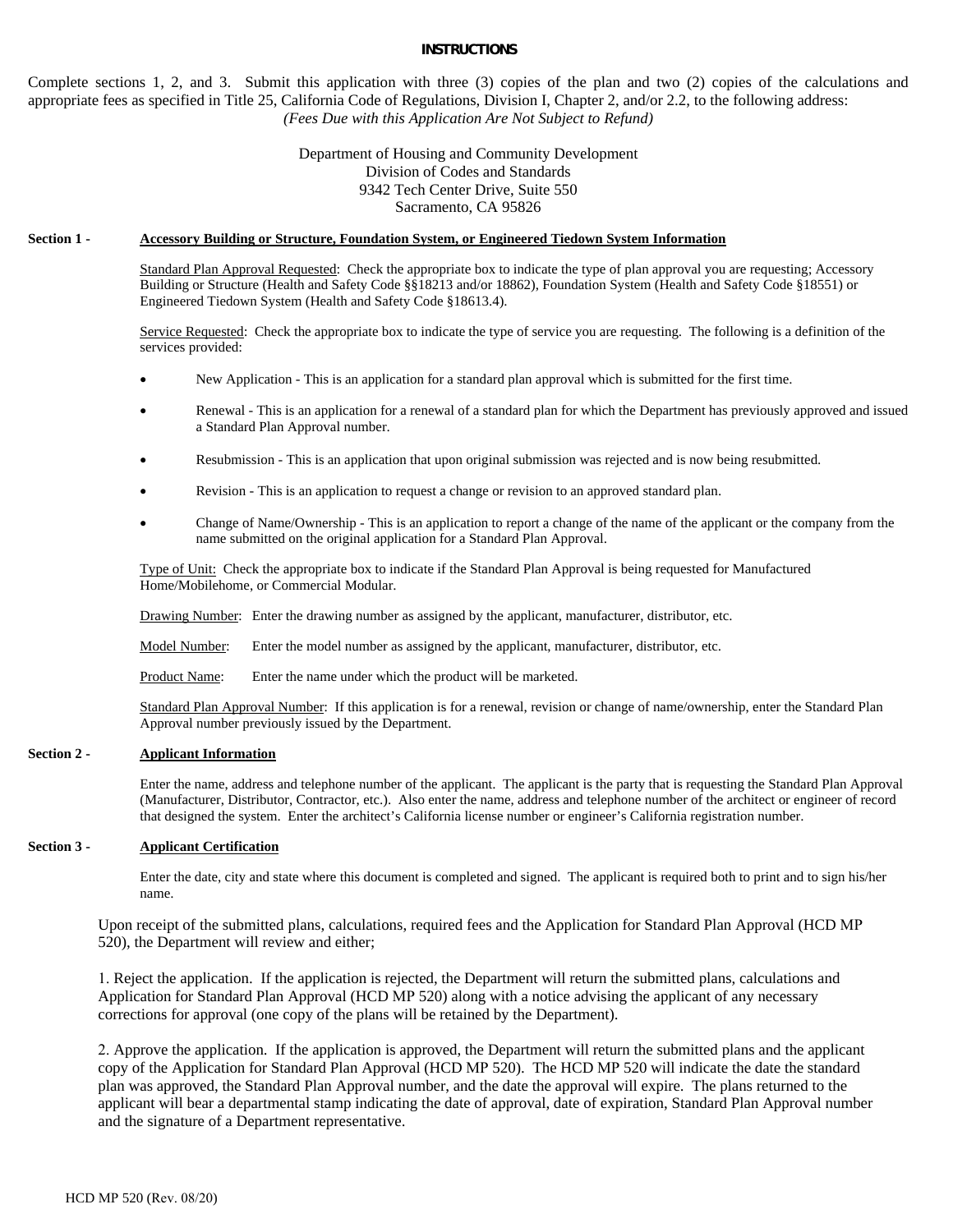# INSTRUCTIONS

Complete sections 1, 2, and 3. Submit this application with three (3) copies of the plan and two (2) copies of the calculations and appropriate fees as specified in Title 25, California Code of Regulations, Division I, Chapter 2, and/or 2.2, to the following address:

*(Fees Due with this Application Are Not Subject to Refund)*

Department of Housing and Community Development
Division of Codes and Standards
9342 Tech Center Drive, Suite 550
Sacramento, CA 95826

**Section 1 -** **Accessory Building or Structure, Foundation System, or Engineered Tiedown System Information**

Standard Plan Approval Requested: Check the appropriate box to indicate the type of plan approval you are requesting; Accessory Building or Structure (Health and Safety Code §§18213 and/or 18862), Foundation System (Health and Safety Code §18551) or Engineered Tiedown System (Health and Safety Code §18613.4).

Service Requested: Check the appropriate box to indicate the type of service you are requesting. The following is a definition of the services provided:

- New Application - This is an application for a standard plan approval which is submitted for the first time.
- Renewal - This is an application for a renewal of a standard plan for which the Department has previously approved and issued a Standard Plan Approval number.
- Resubmission - This is an application that upon original submission was rejected and is now being resubmitted.
- Revision - This is an application to request a change or revision to an approved standard plan.
- Change of Name/Ownership - This is an application to report a change of the name of the applicant or the company from the name submitted on the original application for a Standard Plan Approval.

Type of Unit: Check the appropriate box to indicate if the Standard Plan Approval is being requested for Manufactured Home/Mobilehome, or Commercial Modular.

Drawing Number: Enter the drawing number as assigned by the applicant, manufacturer, distributor, etc.

Model Number: Enter the model number as assigned by the applicant, manufacturer, distributor, etc.

Product Name: Enter the name under which the product will be marketed.

Standard Plan Approval Number: If this application is for a renewal, revision or change of name/ownership, enter the Standard Plan Approval number previously issued by the Department.

**Section 2 -** **Applicant Information**

Enter the name, address and telephone number of the applicant. The applicant is the party that is requesting the Standard Plan Approval (Manufacturer, Distributor, Contractor, etc.). Also enter the name, address and telephone number of the architect or engineer of record that designed the system. Enter the architect's California license number or engineer's California registration number.

**Section 3 -** **Applicant Certification**

Enter the date, city and state where this document is completed and signed. The applicant is required both to print and to sign his/her name.

Upon receipt of the submitted plans, calculations, required fees and the Application for Standard Plan Approval (HCD MP 520), the Department will review and either;

1. Reject the application. If the application is rejected, the Department will return the submitted plans, calculations and Application for Standard Plan Approval (HCD MP 520) along with a notice advising the applicant of any necessary corrections for approval (one copy of the plans will be retained by the Department).

2. Approve the application. If the application is approved, the Department will return the submitted plans and the applicant copy of the Application for Standard Plan Approval (HCD MP 520). The HCD MP 520 will indicate the date the standard plan was approved, the Standard Plan Approval number, and the date the approval will expire. The plans returned to the applicant will bear a departmental stamp indicating the date of approval, date of expiration, Standard Plan Approval number and the signature of a Department representative.

HCD MP 520 (Rev. 08/20)